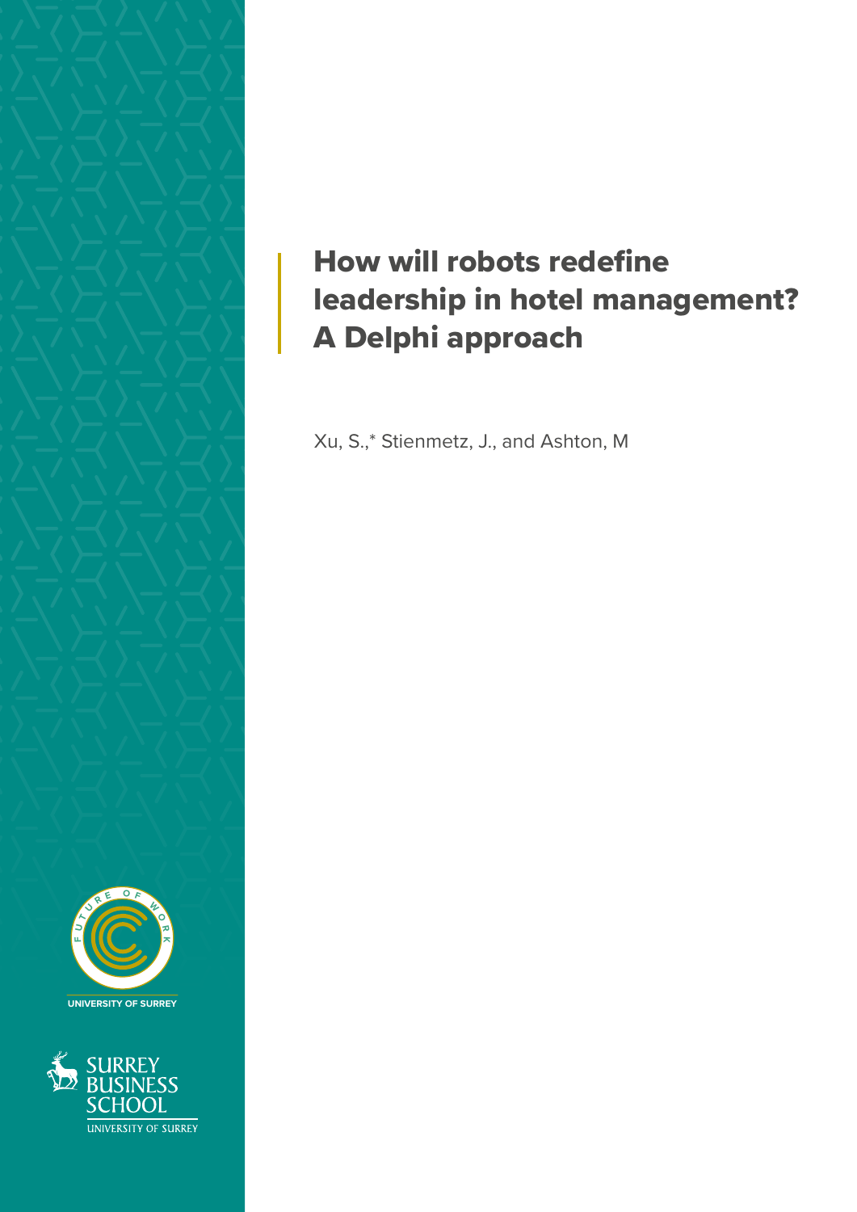# How will robots redefine leadership in hotel management? A Delphi approach

Xu, S.,* Stienmetz, J., and Ashton, M

FUTURE OF WORK

UNIVERSITY OF SURREY

SURREY BUSINESS SCHOOL

UNIVERSITY OF SURREY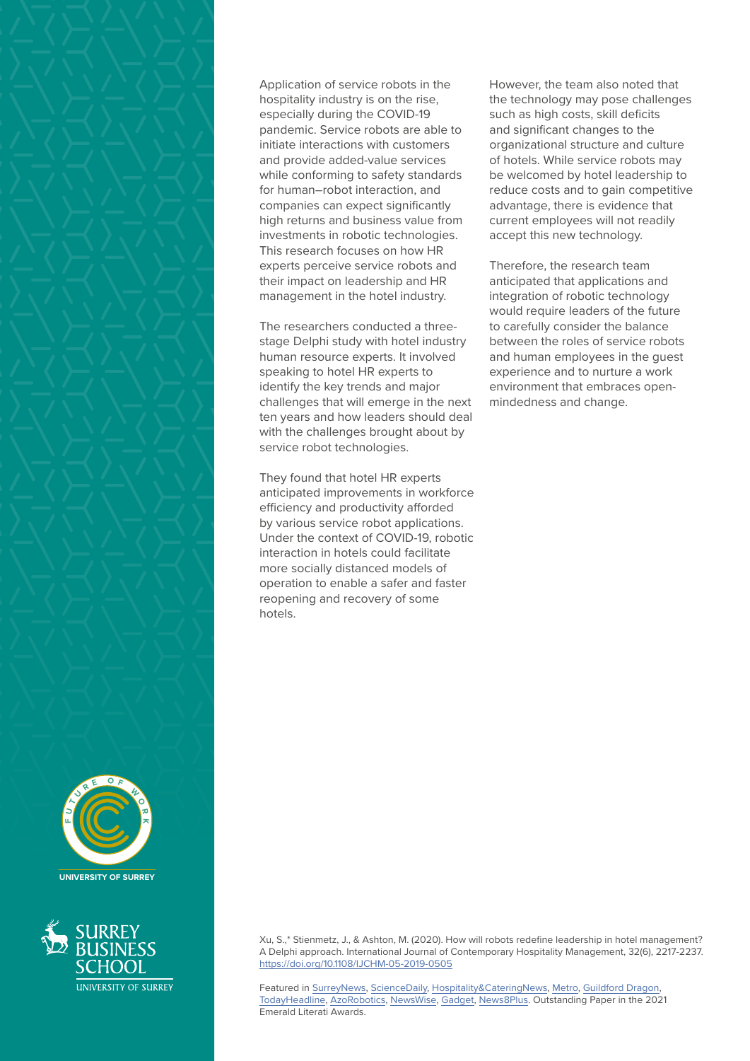Application of service robots in the hospitality industry is on the rise, especially during the COVID-19 pandemic. Service robots are able to initiate interactions with customers and provide added-value services while conforming to safety standards for human–robot interaction, and companies can expect significantly high returns and business value from investments in robotic technologies. This research focuses on how HR experts perceive service robots and their impact on leadership and HR management in the hotel industry.

The researchers conducted a three-stage Delphi study with hotel industry human resource experts. It involved speaking to hotel HR experts to identify the key trends and major challenges that will emerge in the next ten years and how leaders should deal with the challenges brought about by service robot technologies.

They found that hotel HR experts anticipated improvements in workforce efficiency and productivity afforded by various service robot applications. Under the context of COVID-19, robotic interaction in hotels could facilitate more socially distanced models of operation to enable a safer and faster reopening and recovery of some hotels.

However, the team also noted that the technology may pose challenges such as high costs, skill deficits and significant changes to the organizational structure and culture of hotels. While service robots may be welcomed by hotel leadership to reduce costs and to gain competitive advantage, there is evidence that current employees will not readily accept this new technology.

Therefore, the research team anticipated that applications and integration of robotic technology would require leaders of the future to carefully consider the balance between the roles of service robots and human employees in the guest experience and to nurture a work environment that embraces open-mindedness and change.

FUTURE OF WORK

UNIVERSITY OF SURREY

SURREY BUSINESS SCHOOL

UNIVERSITY OF SURREY

Xu, S.,* Stienmetz, J., & Ashton, M. (2020). How will robots redefine leadership in hotel management? A Delphi approach. International Journal of Contemporary Hospitality Management, 32(6), 2217-2237. https://doi.org/10.1108/IJCHM-05-2019-0505

Featured in SurreyNews, ScienceDaily, Hospitality&CateringNews, Metro, Guildford Dragon, TodayHeadline, AzoRobotics, NewsWise, Gadget, News8Plus. Outstanding Paper in the 2021 Emerald Literati Awards.